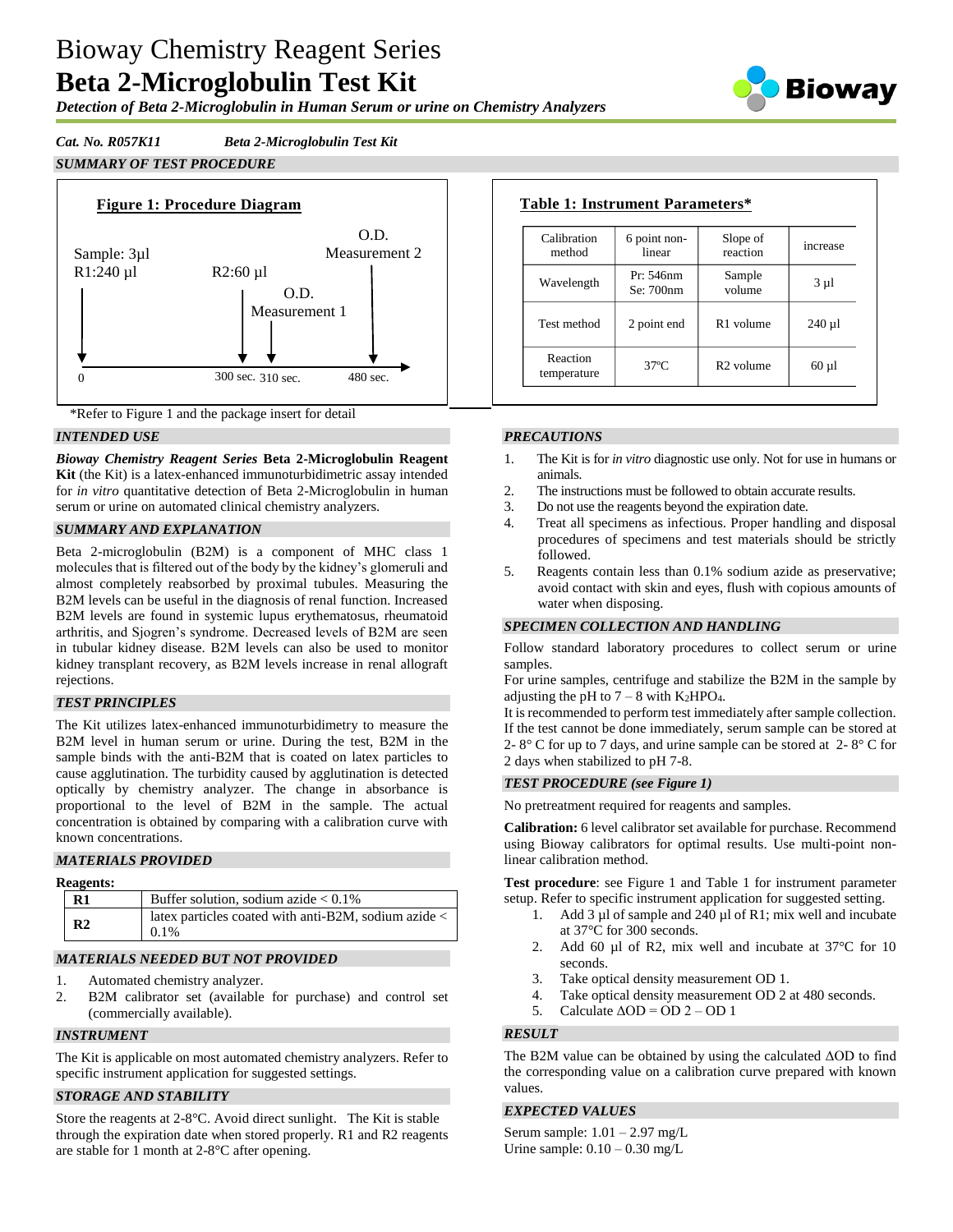# Bioway Chemistry Reagent Series
# **Beta 2-Microglobulin Test Kit**

***Detection of Beta 2-Microglobulin in Human Serum or urine on Chemistry Analyzers***

***Cat. No. R057K11*** ***Beta 2-Microglobulin Test Kit***

## *SUMMARY OF TEST PROCEDURE*

**Figure 1: Procedure Diagram**

Sample: 3µl
R1:240 µl — 0

R2:60 µl — 300 sec.

O.D. Measurement 1 — 310 sec.

O.D. Measurement 2 — 480 sec.

**Table 1: Instrument Parameters***

| Calibration method | 6 point non-linear | Slope of reaction | increase |
|---|---|---|---|
| Wavelength | Pr: 546nm Se: 700nm | Sample volume | 3 µl |
| Test method | 2 point end | R1 volume | 240 µl |
| Reaction temperature | 37ºC | R2 volume | 60 µl |

*Refer to Figure 1 and the package insert for detail

## *INTENDED USE*

***Bioway Chemistry Reagent Series*** **Beta 2-Microglobulin Reagent Kit** (the Kit) is a latex-enhanced immunoturbidimetric assay intended for *in vitro* quantitative detection of Beta 2-Microglobulin in human serum or urine on automated clinical chemistry analyzers.

## *SUMMARY AND EXPLANATION*

Beta 2-microglobulin (B2M) is a component of MHC class 1 molecules that is filtered out of the body by the kidney's glomeruli and almost completely reabsorbed by proximal tubules. Measuring the B2M levels can be useful in the diagnosis of renal function. Increased B2M levels are found in systemic lupus erythematosus, rheumatoid arthritis, and Sjogren's syndrome. Decreased levels of B2M are seen in tubular kidney disease. B2M levels can also be used to monitor kidney transplant recovery, as B2M levels increase in renal allograft rejections.

## *TEST PRINCIPLES*

The Kit utilizes latex-enhanced immunoturbidimetry to measure the B2M level in human serum or urine. During the test, B2M in the sample binds with the anti-B2M that is coated on latex particles to cause agglutination. The turbidity caused by agglutination is detected optically by chemistry analyzer. The change in absorbance is proportional to the level of B2M in the sample. The actual concentration is obtained by comparing with a calibration curve with known concentrations.

## *MATERIALS PROVIDED*

**Reagents:**

| | |
|---|---|
| **R1** | Buffer solution, sodium azide < 0.1% |
| **R2** | latex particles coated with anti-B2M, sodium azide < 0.1% |

## *MATERIALS NEEDED BUT NOT PROVIDED*

1. Automated chemistry analyzer.
2. B2M calibrator set (available for purchase) and control set (commercially available).

## *INSTRUMENT*

The Kit is applicable on most automated chemistry analyzers. Refer to specific instrument application for suggested settings.

## *STORAGE AND STABILITY*

Store the reagents at 2-8°C. Avoid direct sunlight. The Kit is stable through the expiration date when stored properly. R1 and R2 reagents are stable for 1 month at 2-8°C after opening.

## *PRECAUTIONS*

1. The Kit is for *in vitro* diagnostic use only. Not for use in humans or animals.
2. The instructions must be followed to obtain accurate results.
3. Do not use the reagents beyond the expiration date.
4. Treat all specimens as infectious. Proper handling and disposal procedures of specimens and test materials should be strictly followed.
5. Reagents contain less than 0.1% sodium azide as preservative; avoid contact with skin and eyes, flush with copious amounts of water when disposing.

## *SPECIMEN COLLECTION AND HANDLING*

Follow standard laboratory procedures to collect serum or urine samples.

For urine samples, centrifuge and stabilize the B2M in the sample by adjusting the pH to 7 – 8 with $K_2HPO_4$.

It is recommended to perform test immediately after sample collection. If the test cannot be done immediately, serum sample can be stored at 2- 8° C for up to 7 days, and urine sample can be stored at 2- 8° C for 2 days when stabilized to pH 7-8.

## *TEST PROCEDURE (see Figure 1)*

No pretreatment required for reagents and samples.

**Calibration:** 6 level calibrator set available for purchase. Recommend using Bioway calibrators for optimal results. Use multi-point non-linear calibration method.

**Test procedure**: see Figure 1 and Table 1 for instrument parameter setup. Refer to specific instrument application for suggested setting.

1. Add 3 µl of sample and 240 µl of R1; mix well and incubate at 37°C for 300 seconds.
2. Add 60 µl of R2, mix well and incubate at 37°C for 10 seconds.
3. Take optical density measurement OD 1.
4. Take optical density measurement OD 2 at 480 seconds.
5. Calculate $\Delta OD = OD\ 2 - OD\ 1$

## *RESULT*

The B2M value can be obtained by using the calculated ΔOD to find the corresponding value on a calibration curve prepared with known values.

## *EXPECTED VALUES*

Serum sample: 1.01 – 2.97 mg/L
Urine sample: 0.10 – 0.30 mg/L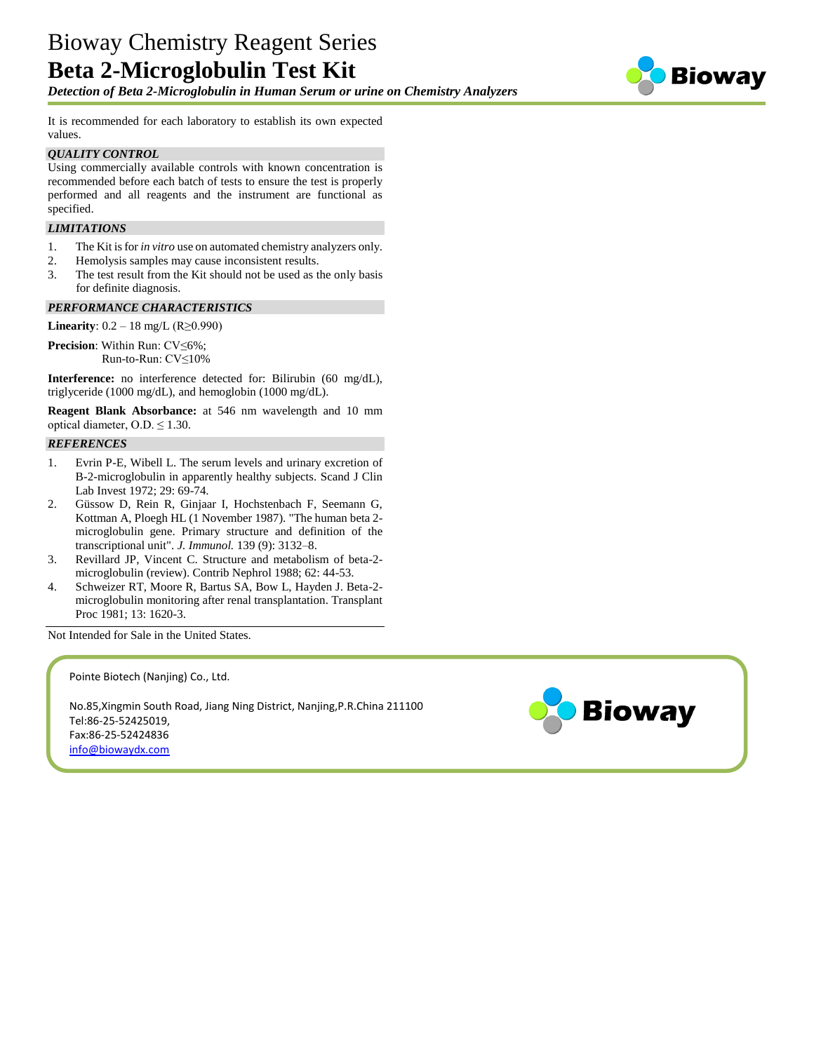It is recommended for each laboratory to establish its own expected values.

### *QUALITY CONTROL*

Using commercially available controls with known concentration is recommended before each batch of tests to ensure the test is properly performed and all reagents and the instrument are functional as specified.

### *LIMITATIONS*

1. The Kit is for *in vitro* use on automated chemistry analyzers only.
2. Hemolysis samples may cause inconsistent results.
3. The test result from the Kit should not be used as the only basis for definite diagnosis.

### *PERFORMANCE CHARACTERISTICS*

**Linearity**: 0.2 – 18 mg/L (R≥0.990)

**Precision**: Within Run: CV≤6%;
Run-to-Run: CV≤10%

**Interference:** no interference detected for: Bilirubin (60 mg/dL), triglyceride (1000 mg/dL), and hemoglobin (1000 mg/dL).

**Reagent Blank Absorbance:** at 546 nm wavelength and 10 mm optical diameter, O.D. ≤ 1.30.

### *REFERENCES*

1. Evrin P-E, Wibell L. The serum levels and urinary excretion of B-2-microglobulin in apparently healthy subjects. Scand J Clin Lab Invest 1972; 29: 69-74.
2. Güssow D, Rein R, Ginjaar I, Hochstenbach F, Seemann G, Kottman A, Ploegh HL (1 November 1987). "The human beta 2-microglobulin gene. Primary structure and definition of the transcriptional unit". *J. Immunol.* 139 (9): 3132–8.
3. Revillard JP, Vincent C. Structure and metabolism of beta-2-microglobulin (review). Contrib Nephrol 1988; 62: 44-53.
4. Schweizer RT, Moore R, Bartus SA, Bow L, Hayden J. Beta-2-microglobulin monitoring after renal transplantation. Transplant Proc 1981; 13: 1620-3.

Not Intended for Sale in the United States.

Pointe Biotech (Nanjing) Co., Ltd.

No.85,Xingmin South Road, Jiang Ning District, Nanjing,P.R.China 211100
Tel:86-25-52425019,
Fax:86-25-52424836
info@biowaydx.com